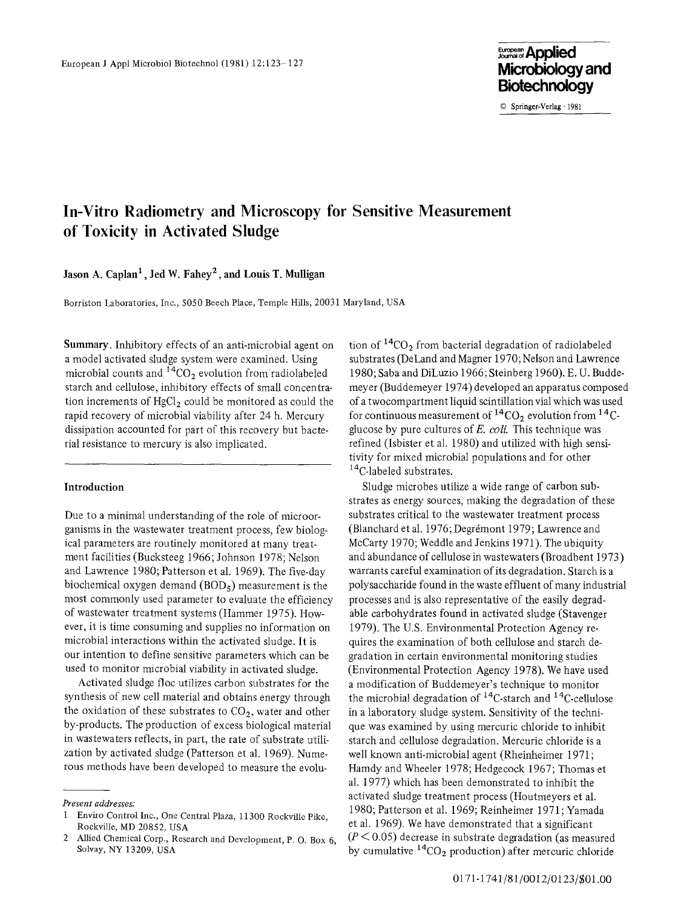# In-Vitro Radiometry and Microscopy for Sensitive Measurement of Toxicity in Activated Sludge

**Jason A. Caplan[1], Jed W. Fahey[2], and Louis T. Mulligan**

Borriston Laboratories, Inc., 5050 Beech Place, Temple Hills, 20031 Maryland, USA

**Summary.** Inhibitory effects of an anti-microbial agent on a model activated sludge system were examined. Using microbial counts and $^{14}CO_2$ evolution from radiolabeled starch and cellulose, inhibitory effects of small concentration increments of $HgCl_2$ could be monitored as could the rapid recovery of microbial viability after 24 h. Mercury dissipation accounted for part of this recovery but bacterial resistance to mercury is also implicated.

## Introduction

Due to a minimal understanding of the role of microorganisms in the wastewater treatment process, few biological parameters are routinely monitored at many treatment facilities (Bucksteeg 1966; Johnson 1978; Nelson and Lawrence 1980; Patterson et al. 1969). The five-day biochemical oxygen demand ($BOD_5$) measurement is the most commonly used parameter to evaluate the efficiency of wastewater treatment systems (Hammer 1975). However, it is time consuming and supplies no information on microbial interactions within the activated sludge. It is our intention to define sensitive parameters which can be used to monitor microbial viability in activated sludge.

Activated sludge floc utilizes carbon substrates for the synthesis of new cell material and obtains energy through the oxidation of these substrates to $CO_2$, water and other by-products. The production of excess biological material in wastewaters reflects, in part, the rate of substrate utilization by activated sludge (Patterson et al. 1969). Numerous methods have been developed to measure the evolution of $^{14}CO_2$ from bacterial degradation of radiolabeled substrates (DeLand and Magner 1970; Nelson and Lawrence 1980; Saba and DiLuzio 1966; Steinberg 1960). E. U. Buddemeyer (Buddemeyer 1974) developed an apparatus composed of a twocompartment liquid scintillation vial which was used for continuous measurement of $^{14}CO_2$ evolution from $^{14}C$-glucose by pure cultures of *E. coli.* This technique was refined (Isbister et al. 1980) and utilized with high sensitivity for mixed microbial populations and for other $^{14}C$-labeled substrates.

Sludge microbes utilize a wide range of carbon substrates as energy sources, making the degradation of these substrates critical to the wastewater treatment process (Blanchard et al. 1976; Degrémont 1979; Lawrence and McCarty 1970; Weddle and Jenkins 1971). The ubiquity and abundance of cellulose in wastewaters (Broadbent 1973) warrants careful examination of its degradation. Starch is a polysaccharide found in the waste effluent of many industrial processes and is also representative of the easily degradable carbohydrates found in activated sludge (Stavenger 1979). The U.S. Environmental Protection Agency requires the examination of both cellulose and starch degradation in certain environmental monitoring studies (Environmental Protection Agency 1978). We have used a modification of Buddemeyer's technique to monitor the microbial degradation of $^{14}C$-starch and $^{14}C$-cellulose in a laboratory sludge system. Sensitivity of the technique was examined by using mercuric chloride to inhibit starch and cellulose degradation. Mercuric chloride is a well known anti-microbial agent (Rheinheimer 1971; Hamdy and Wheeler 1978; Hedgecock 1967; Thomas et al. 1977) which has been demonstrated to inhibit the activated sludge treatment process (Houtmeyers et al. 1980; Patterson et al. 1969; Reinheimer 1971; Yamada et al. 1969). We have demonstrated that a significant ($P < 0.05$) decrease in substrate degradation (as measured by cumulative $^{14}CO_2$ production) after mercuric chloride

---

*Present addresses:*

1 Enviro Control Inc., One Central Plaza, 11300 Rockville Pike, Rockville, MD 20852, USA

2 Allied Chemical Corp., Research and Development, P. O. Box 6, Solvay, NY 13209, USA

0171-1741/81/0012/0123/$01.00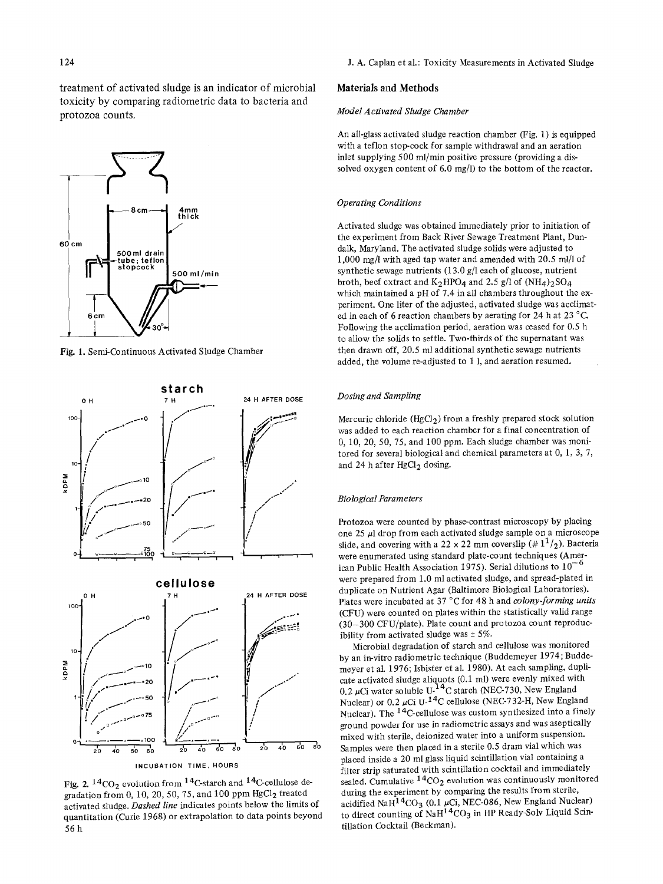treatment of activated sludge is an indicator of microbial toxicity by comparing radiometric data to bacteria and protozoa counts.

Fig. 1. Semi-Continuous Activated Sludge Chamber

Fig. 2. $^{14}CO_2$ evolution from $^{14}$C-starch and $^{14}$C-cellulose degradation from 0, 10, 20, 50, 75, and 100 ppm $HgCl_2$ treated activated sludge. *Dashed line* indicates points below the limits of quantitation (Curie 1968) or extrapolation to data points beyond 56 h

## Materials and Methods

### *Model Activated Sludge Chamber*

An all-glass activated sludge reaction chamber (Fig. 1) is equipped with a teflon stop-cock for sample withdrawal and an aeration inlet supplying 500 ml/min positive pressure (providing a dissolved oxygen content of 6.0 mg/l) to the bottom of the reactor.

### *Operating Conditions*

Activated sludge was obtained immediately prior to initiation of the experiment from Back River Sewage Treatment Plant, Dundalk, Maryland. The activated sludge solids were adjusted to 1,000 mg/l with aged tap water and amended with 20.5 ml/l of synthetic sewage nutrients (13.0 g/l each of glucose, nutrient broth, beef extract and $K_2HPO_4$ and 2.5 g/l of $(NH_4)_2SO_4$ which maintained a pH of 7.4 in all chambers throughout the experiment. One liter of the adjusted, activated sludge was acclimated in each of 6 reaction chambers by aerating for 24 h at 23 °C. Following the acclimation period, aeration was ceased for 0.5 h to allow the solids to settle. Two-thirds of the supernatant was then drawn off, 20.5 ml additional synthetic sewage nutrients added, the volume re-adjusted to 1 l, and aeration resumed.

### *Dosing and Sampling*

Mercuric chloride ($HgCl_2$) from a freshly prepared stock solution was added to each reaction chamber for a final concentration of 0, 10, 20, 50, 75, and 100 ppm. Each sludge chamber was monitored for several biological and chemical parameters at 0, 1, 3, 7, and 24 h after $HgCl_2$ dosing.

### *Biological Parameters*

Protozoa were counted by phase-contrast microscopy by placing one 25 µl drop from each activated sludge sample on a microscope slide, and covering with a 22 x 22 mm coverslip (# $1^1/_2$). Bacteria were enumerated using standard plate-count techniques (American Public Health Association 1975). Serial dilutions to $10^{-6}$ were prepared from 1.0 ml activated sludge, and spread-plated in duplicate on Nutrient Agar (Baltimore Biological Laboratories). Plates were incubated at 37 °C for 48 h and *colony-forming units* (CFU) were counted on plates within the statistically valid range (30–300 CFU/plate). Plate count and protozoa count reproducibility from activated sludge was ± 5%.

Microbial degradation of starch and cellulose was monitored by an in-vitro radiometric technique (Buddemeyer 1974; Buddemeyer et al. 1976; Isbister et al. 1980). At each sampling, duplicate activated sludge aliquots (0.1 ml) were evenly mixed with 0.2 µCi water soluble U-$^{14}$C starch (NEC-730, New England Nuclear) or 0.2 µCi U-$^{14}$C cellulose (NEC-732-H, New England Nuclear). The $^{14}$C-cellulose was custom synthesized into a finely ground powder for use in radiometric assays and was aseptically mixed with sterile, deionized water into a uniform suspension. Samples were then placed in a sterile 0.5 dram vial which was placed inside a 20 ml glass liquid scintillation vial containing a filter strip saturated with scintillation cocktail and immediately sealed. Cumulative $^{14}CO_2$ evolution was continuously monitored during the experiment by comparing the results from sterile, acidified $NaH^{14}CO_3$ (0.1 µCi, NEC-086, New England Nuclear) to direct counting of $NaH^{14}CO_3$ in HP Ready-Solv Liquid Scintillation Cocktail (Beckman).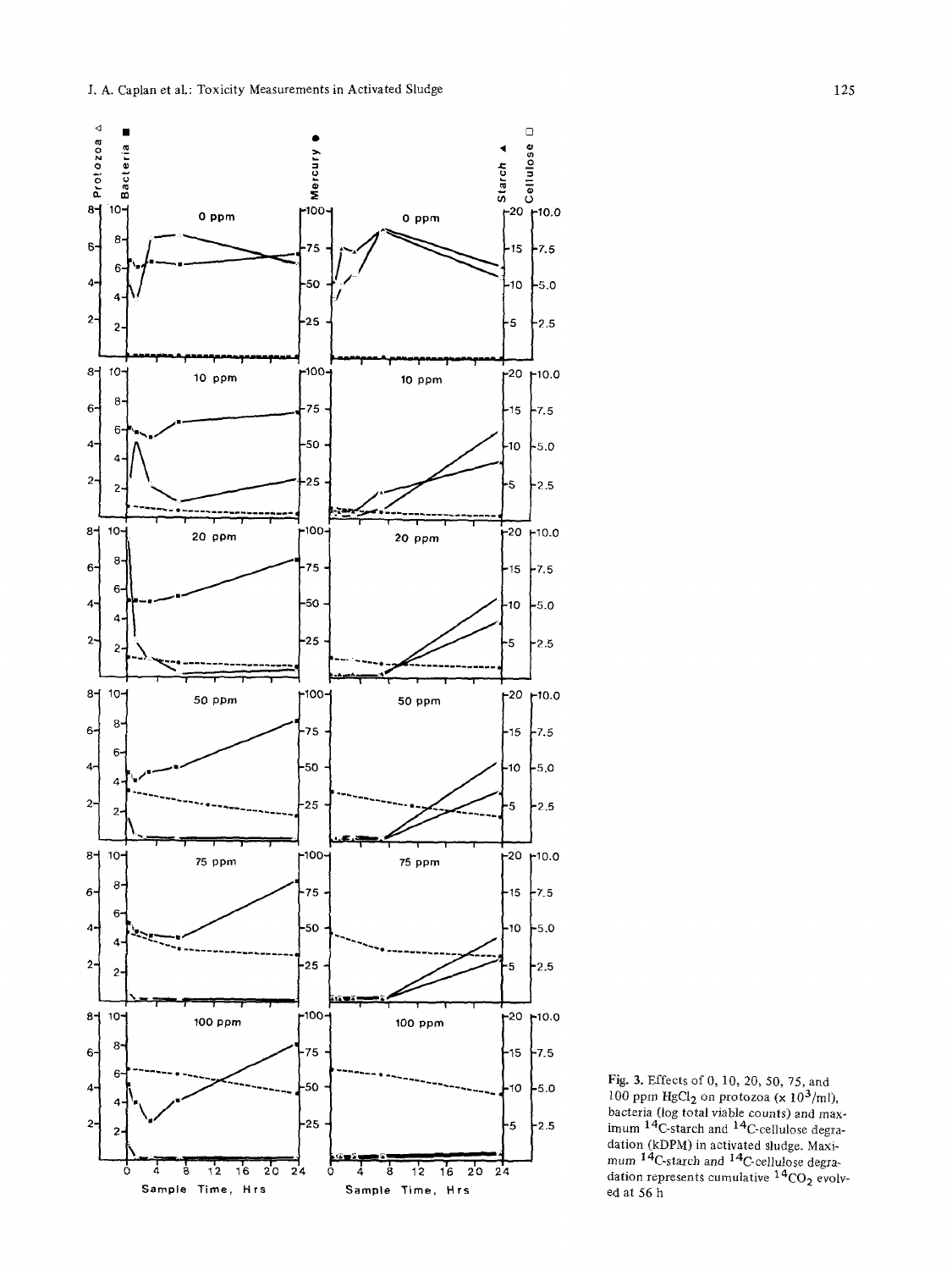Fig. 3. Effects of 0, 10, 20, 50, 75, and 100 ppm $HgCl_2$ on protozoa ($\times 10^3$/ml), bacteria (log total viable counts) and maximum $^{14}C$-starch and $^{14}C$-cellulose degradation (kDPM) in activated sludge. Maximum $^{14}C$-starch and $^{14}C$-cellulose degradation represents cumulative $^{14}CO_2$ evolved at 56 h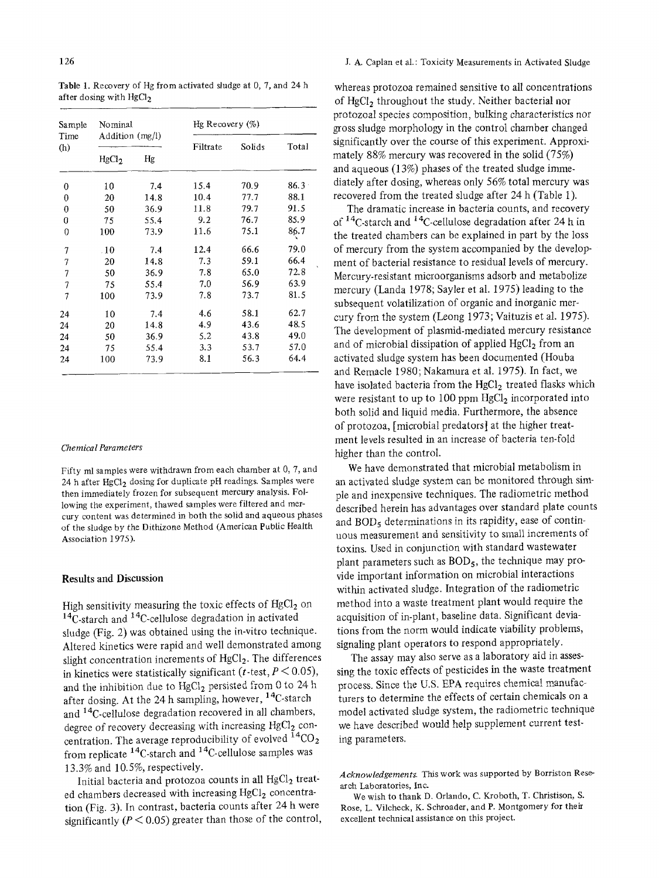Table 1. Recovery of Hg from activated sludge at 0, 7, and 24 h after dosing with $HgCl_2$

| Sample Time (h) | Nominal Addition (mg/l) | | Hg Recovery (%) | | |
|---|---|---|---|---|---|
| | $HgCl_2$ | Hg | Filtrate | Solids | Total |
| 0 | 10 | 7.4 | 15.4 | 70.9 | 86.3 |
| 0 | 20 | 14.8 | 10.4 | 77.7 | 88.1 |
| 0 | 50 | 36.9 | 11.8 | 79.7 | 91.5 |
| 0 | 75 | 55.4 | 9.2 | 76.7 | 85.9 |
| 0 | 100 | 73.9 | 11.6 | 75.1 | 86.7 |
| 7 | 10 | 7.4 | 12.4 | 66.6 | 79.0 |
| 7 | 20 | 14.8 | 7.3 | 59.1 | 66.4 |
| 7 | 50 | 36.9 | 7.8 | 65.0 | 72.8 |
| 7 | 75 | 55.4 | 7.0 | 56.9 | 63.9 |
| 7 | 100 | 73.9 | 7.8 | 73.7 | 81.5 |
| 24 | 10 | 7.4 | 4.6 | 58.1 | 62.7 |
| 24 | 20 | 14.8 | 4.9 | 43.6 | 48.5 |
| 24 | 50 | 36.9 | 5.2 | 43.8 | 49.0 |
| 24 | 75 | 55.4 | 3.3 | 53.7 | 57.0 |
| 24 | 100 | 73.9 | 8.1 | 56.3 | 64.4 |

### *Chemical Parameters*

Fifty ml samples were withdrawn from each chamber at 0, 7, and 24 h after $HgCl_2$ dosing for duplicate pH readings. Samples were then immediately frozen for subsequent mercury analysis. Following the experiment, thawed samples were filtered and mercury content was determined in both the solid and aqueous phases of the sludge by the Dithizone Method (American Public Health Association 1975).

## Results and Discussion

High sensitivity measuring the toxic effects of $HgCl_2$ on $^{14}C$-starch and $^{14}C$-cellulose degradation in activated sludge (Fig. 2) was obtained using the in-vitro technique. Altered kinetics were rapid and well demonstrated among slight concentration increments of $HgCl_2$. The differences in kinetics were statistically significant ($t$-test, $P < 0.05$), and the inhibition due to $HgCl_2$ persisted from 0 to 24 h after dosing. At the 24 h sampling, however, $^{14}C$-starch and $^{14}C$-cellulose degradation recovered in all chambers, degree of recovery decreasing with increasing $HgCl_2$ concentration. The average reproducibility of evolved $^{14}CO_2$ from replicate $^{14}C$-starch and $^{14}C$-cellulose samples was 13.3% and 10.5%, respectively.

Initial bacteria and protozoa counts in all $HgCl_2$ treated chambers decreased with increasing $HgCl_2$ concentration (Fig. 3). In contrast, bacteria counts after 24 h were significantly ($P < 0.05$) greater than those of the control, whereas protozoa remained sensitive to all concentrations of $HgCl_2$ throughout the study. Neither bacterial nor protozoal species composition, bulking characteristics nor gross sludge morphology in the control chamber changed significantly over the course of this experiment. Approximately 88% mercury was recovered in the solid (75%) and aqueous (13%) phases of the treated sludge immediately after dosing, whereas only 56% total mercury was recovered from the treated sludge after 24 h (Table 1).

The dramatic increase in bacteria counts, and recovery of $^{14}C$-starch and $^{14}C$-cellulose degradation after 24 h in the treated chambers can be explained in part by the loss of mercury from the system accompanied by the development of bacterial resistance to residual levels of mercury. Mercury-resistant microorganisms adsorb and metabolize mercury (Landa 1978; Sayler et al. 1975) leading to the subsequent volatilization of organic and inorganic mercury from the system (Leong 1973; Vaituzis et al. 1975). The development of plasmid-mediated mercury resistance and of microbial dissipation of applied $HgCl_2$ from an activated sludge system has been documented (Houba and Remacle 1980; Nakamura et al. 1975). In fact, we have isolated bacteria from the $HgCl_2$ treated flasks which were resistant to up to 100 ppm $HgCl_2$ incorporated into both solid and liquid media. Furthermore, the absence of protozoa, [microbial predators] at the higher treatment levels resulted in an increase of bacteria ten-fold higher than the control.

We have demonstrated that microbial metabolism in an activated sludge system can be monitored through simple and inexpensive techniques. The radiometric method described herein has advantages over standard plate counts and $BOD_5$ determinations in its rapidity, ease of continuous measurement and sensitivity to small increments of toxins. Used in conjunction with standard wastewater plant parameters such as $BOD_5$, the technique may provide important information on microbial interactions within activated sludge. Integration of the radiometric method into a waste treatment plant would require the acquisition of in-plant, baseline data. Significant deviations from the norm would indicate viability problems, signaling plant operators to respond appropriately.

The assay may also serve as a laboratory aid in assessing the toxic effects of pesticides in the waste treatment process. Since the U.S. EPA requires chemical manufacturers to determine the effects of certain chemicals on a model activated sludge system, the radiometric technique we have described would help supplement current testing parameters.

*Acknowledgements.* This work was supported by Borriston Research Laboratories, Inc.

We wish to thank D. Orlando, C. Kroboth, T. Christison, S. Rose, L. Vilcheck, K. Schroader, and P. Montgomery for their excellent technical assistance on this project.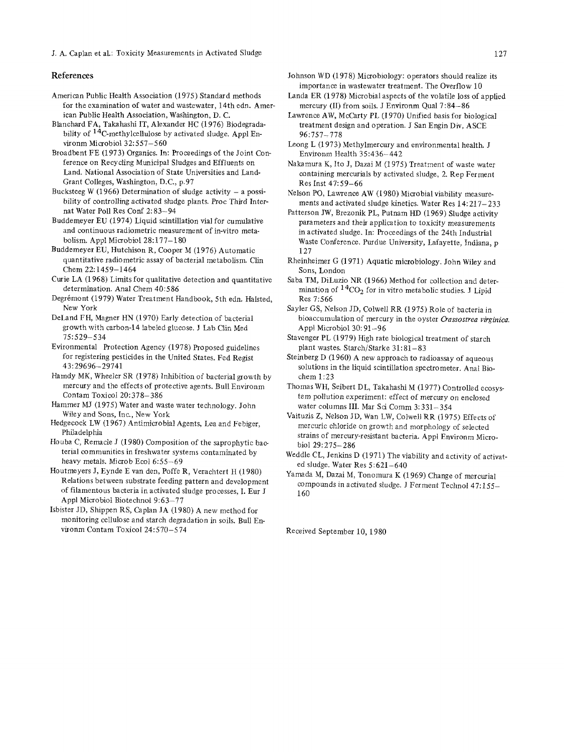## References

American Public Health Association (1975) Standard methods for the examination of water and wastewater, 14th edn. American Public Health Association, Washington, D. C.

Blanchard FA, Takahashi IT, Alexander HC (1976) Biodegradability of $^{14}$C-methylcellulose by activated sludge. Appl Environm Microbiol 32:557–560

Broadbent FE (1973) Organics. In: Proceedings of the Joint Conference on Recycling Municipal Sludges and Effluents on Land. National Association of State Universities and Land-Grant Colleges, Washington, D.C., p.97

Bucksteeg W (1966) Determination of sludge activity – a possibility of controlling activated sludge plants. Proc Third Internat Water Poll Res Conf 2:83–94

Buddemeyer EU (1974) Liquid scintillation vial for cumulative and continuous radiometric measurement of in-vitro metabolism. Appl Microbiol 28:177–180

Buddemeyer EU, Hutchison R, Cooper M (1976) Automatic quantitative radiometric assay of bacterial metabolism. Clin Chem 22:1459–1464

Curie LA (1968) Limits for qualitative detection and quantitative determination. Anal Chem 40:586

Degrémont (1979) Water Treatment Handbook, 5th edn. Halsted, New York

DeLand FH, Magner HN (1970) Early detection of bacterial growth with carbon-14 labeled glucose. J Lab Clin Med 75:529–534

Evironmental Protection Agency (1978) Proposed guidelines for registering pesticides in the United States. Fed Regist 43:29696–29741

Hamdy MK, Wheeler SR (1978) Inhibition of bacterial growth by mercury and the effects of protective agents. Bull Environm Contam Toxicol 20:378–386

Hammer MJ (1975) Water and waste water technology. John Wiley and Sons, Inc., New York

Hedgecock LW (1967) Antimicrobial Agents, Lea and Febiger, Philadelphia

Houba C, Remacle J (1980) Composition of the saprophytic bacterial communities in freshwater systems contaminated by heavy metals. Microb Ecol 6:55–69

Houtmeyers J, Eynde E van den, Poffe R, Verachtert H (1980) Relations between substrate feeding pattern and development of filamentous bacteria in activated sludge processes, I. Eur J Appl Microbiol Biotechnol 9:63–77

Isbister JD, Shippen RS, Caplan JA (1980) A new method for monitoring cellulose and starch degradation in soils. Bull Environm Contam Toxicol 24:570–574

Johnson WD (1978) Microbiology: operators should realize its importance in wastewater treatment. The Overflow 10

Landa ER (1978) Microbial aspects of the volatile loss of applied mercury (II) from soils. J Environm Qual 7:84–86

Lawrence AW, McCarty PL (1970) Unified basis for biological treatment design and operation. J San Engin Div, ASCE 96:757–778

Leong L (1973) Methylmercury and environmental health. J Environm Health 35:436–442

Nakamura K, Ito J, Dazai M (1975) Treatment of waste water containing mercurials by activated sludge, 2. Rep Ferment Res Inst 47:59–66

Nelson PO, Lawrence AW (1980) Microbial viability measurements and activated sludge kinetics. Water Res 14:217–233

Patterson JW, Brezonik PL, Putnam HD (1969) Sludge activity parameters and their application to toxicity measurements in activated sludge. In: Proceedings of the 24th Industrial Waste Conference. Purdue University, Lafayette, Indiana, p 127

Rheinheimer G (1971) Aquatic microbiology. John Wiley and Sons, London

Saba TM, DiLuzio NR (1966) Method for collection and determination of $^{14}CO_2$ for in vitro metabolic studies. J Lipid Res 7:566

Sayler GS, Nelson JD, Colwell RR (1975) Role of bacteria in bioaccumulation of mercury in the oyster *Crassostrea virginica*. Appl Microbiol 30:91–96

Stavenger PL (1979) High rate biological treatment of starch plant wastes. Starch/Starke 31:81–83

Steinberg D (1960) A new approach to radioassay of aqueous solutions in the liquid scintillation spectrometer. Anal Biochem 1:23

Thomas WH, Seibert DL, Takahashi M (1977) Controlled ecosystem pollution experiment: effect of mercury on enclosed water columns III. Mar Sci Comm 3:331–354

Vaituzis Z, Nelson JD, Wan LW, Colwell RR (1975) Effects of mercuric chloride on growth and morphology of selected strains of mercury-resistant bacteria. Appl Environm Microbiol 29:275–286

Weddle CL, Jenkins D (1971) The viability and activity of activated sludge. Water Res 5:621–640

Yamada M, Dazai M, Tonomura K (1969) Change of mercurial compounds in activated sludge. J Ferment Technol 47:155–160

Received September 10, 1980